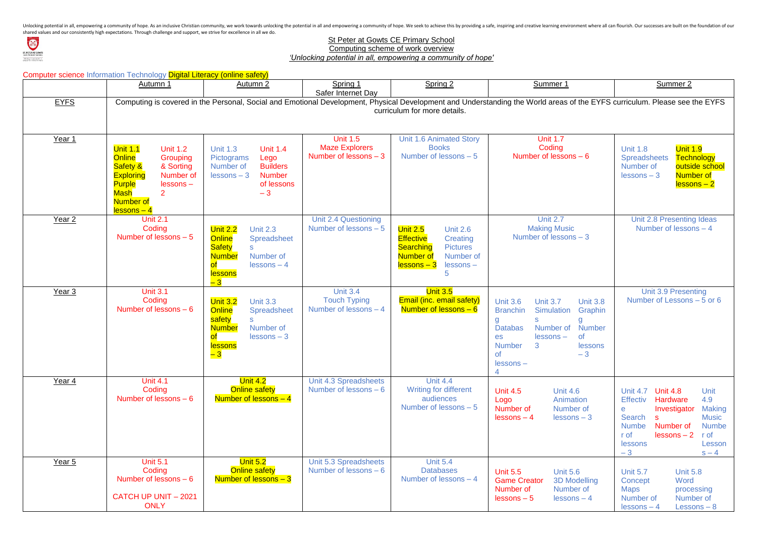Unlocking potential in all, empowering a community of hope. As an inclusive Christian community, we work towards unlocking the potential in all and empowering a community of hope. We seek to achieve this by providing a safe, inspiring and creative learning environment where all can flourish. Our successes are built on the foundation of our shared values and our consistently high expectations. Through challenge and support, we strive for excellence in all we do.

St Peter at Gowts CE Primary School

Computing scheme of work overview

*'Unlocking potential in all, empowering a community of hope'*

Computer science Information Technology Digital Literacy (online safety)

| | Autumn 1 | Autumn 2 | Spring 1 Safer Internet Day | Spring 2 | Summer 1 | Summer 2 |
|---|---|---|---|---|---|---|
| EYFS | Computing is covered in the Personal, Social and Emotional Development, Physical Development and Understanding the World areas of the EYFS curriculum. Please see the EYFS curriculum for more details. | | | | | |
| Year 1 | Unit 1.1 Online Safety & Exploring Purple Mash Number of lessons – 4; Unit 1.2 Grouping & Sorting Number of lessons – 2 | Unit 1.3 Pictograms Number of lessons – 3; Unit 1.4 Lego Builders Number of lessons – 3 | Unit 1.5 Maze Explorers Number of lessons – 3 | Unit 1.6 Animated Story Books Number of lessons – 5 | Unit 1.7 Coding Number of lessons – 6 | Unit 1.8 Spreadsheets Number of lessons – 3; Unit 1.9 Technology outside school Number of lessons – 2 |
| Year 2 | Unit 2.1 Coding Number of lessons – 5 | Unit 2.2 Online Safety Number of lessons – 3; Unit 2.3 Spreadsheets Number of lessons – 4 | Unit 2.4 Questioning Number of lessons – 5 | Unit 2.5 Effective Searching Number of lessons – 3; Unit 2.6 Creating Pictures Number of lessons – 5 | Unit 2.7 Making Music Number of lessons – 3 | Unit 2.8 Presenting Ideas Number of lessons – 4 |
| Year 3 | Unit 3.1 Coding Number of lessons – 6 | Unit 3.2 Online safety Number of lessons – 3; Unit 3.3 Spreadsheets Number of lessons – 3 | Unit 3.4 Touch Typing Number of lessons – 4 | Unit 3.5 Email (inc. email safety) Number of lessons – 6 | Unit 3.6 Branching Databases Number of lessons – 4; Unit 3.7 Simulations Number of lessons – 3; Unit 3.8 Graphing Number of lessons – 3 | Unit 3.9 Presenting Number of Lessons – 5 or 6 |
| Year 4 | Unit 4.1 Coding Number of lessons – 6 | Unit 4.2 Online safety Number of lessons – 4 | Unit 4.3 Spreadsheets Number of lessons – 6 | Unit 4.4 Writing for different audiences Number of lessons – 5 | Unit 4.5 Logo Number of lessons – 4; Unit 4.6 Animation Number of lessons – 3 | Unit 4.7 Effective Search Number of lessons – 3; Unit 4.8 Hardware Investigators Number of lessons – 2; Unit 4.9 Making Music Number of Lessons – 4 |
| Year 5 | Unit 5.1 Coding Number of lessons – 6<br>CATCH UP UNIT – 2021 ONLY | Unit 5.2 Online safety Number of lessons – 3 | Unit 5.3 Spreadsheets Number of lessons – 6 | Unit 5.4 Databases Number of lessons – 4 | Unit 5.5 Game Creator Number of lessons – 5; Unit 5.6 3D Modelling Number of lessons – 4 | Unit 5.7 Concept Maps Number of lessons – 4; Unit 5.8 Word processing Number of Lessons – 8 |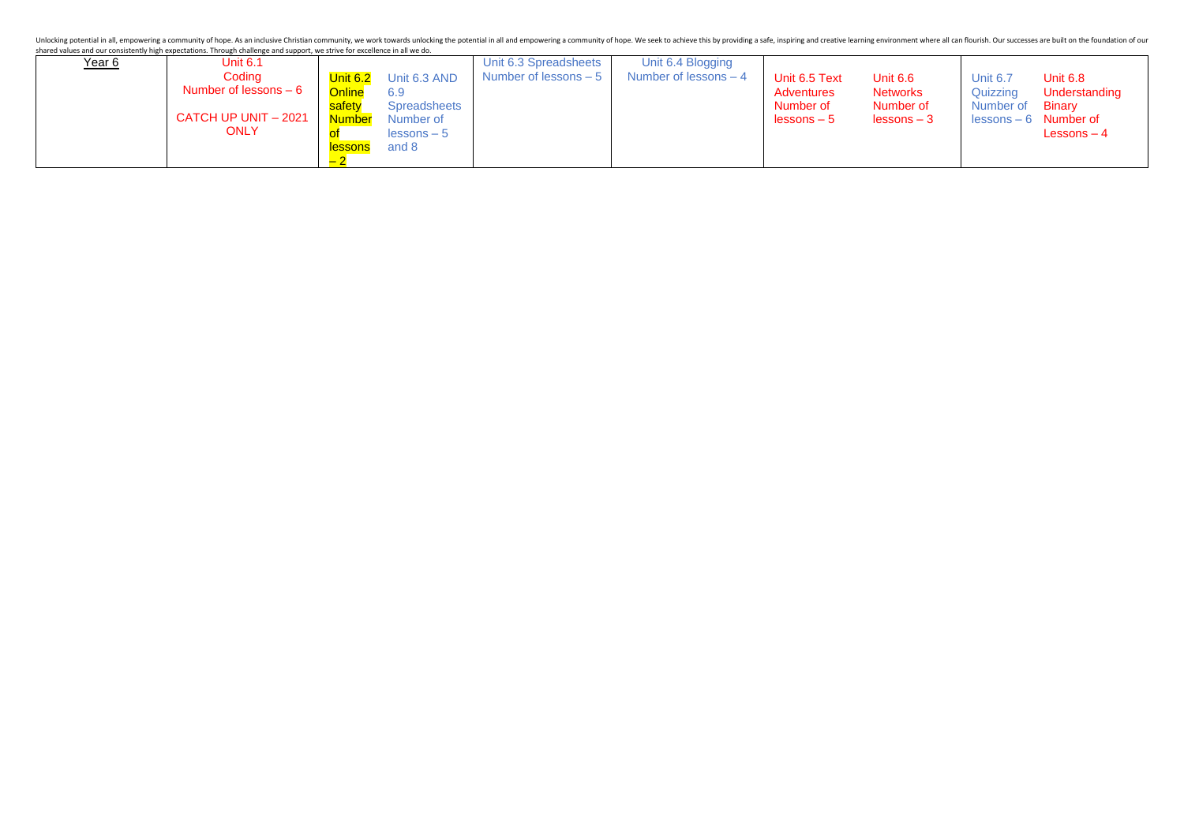Unlocking potential in all, empowering a community of hope. As an inclusive Christian community, we work towards unlocking the potential in all and empowering a community of hope. We seek to achieve this by providing a safe, inspiring and creative learning environment where all can flourish. Our successes are built on the foundation of our shared values and our consistently high expectations. Through challenge and support, we strive for excellence in all we do.

| | | | | | | |
|---|---|---|---|---|---|---|
| Year 6 | Unit 6.1 Coding Number of lessons – 6<br><br>CATCH UP UNIT – 2021 ONLY | Unit 6.2 Online safety Number of lessons – 2 &nbsp;&nbsp; Unit 6.3 AND 6.9 Spreadsheets Number of lessons – 5 and 8 | Unit 6.3 Spreadsheets Number of lessons – 5 | Unit 6.4 Blogging Number of lessons – 4 | Unit 6.5 Text Adventures Number of lessons – 5 &nbsp;&nbsp; Unit 6.6 Networks Number of lessons – 3 | Unit 6.7 Quizzing Number of lessons – 6 &nbsp;&nbsp; Unit 6.8 Understanding Binary Number of Lessons – 4 |